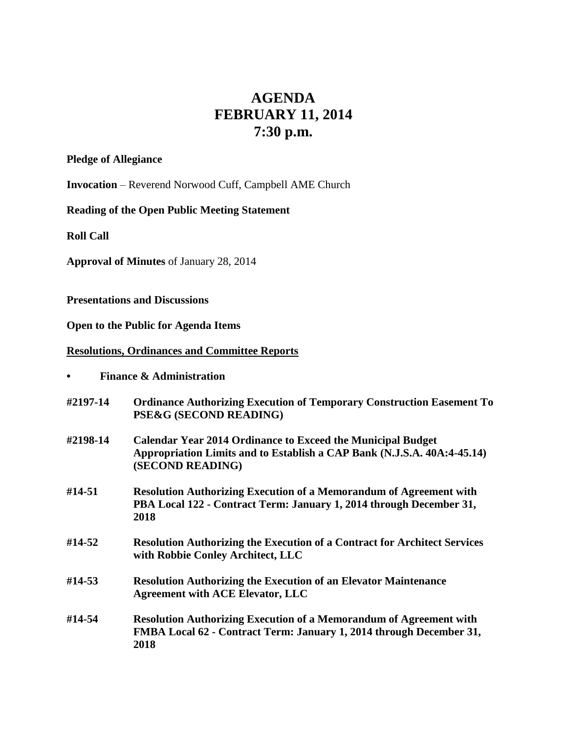# AGENDA
# FEBRUARY 11, 2014
# 7:30 p.m.

**Pledge of Allegiance**

**Invocation** – Reverend Norwood Cuff, Campbell AME Church

**Reading of the Open Public Meeting Statement**

**Roll Call**

**Approval of Minutes** of January 28, 2014

**Presentations and Discussions**

**Open to the Public for Agenda Items**

**<u>Resolutions, Ordinances and Committee Reports</u>**

- **Finance & Administration**

**#2197-14** **Ordinance Authorizing Execution of Temporary Construction Easement To PSE&G (SECOND READING)**

**#2198-14** **Calendar Year 2014 Ordinance to Exceed the Municipal Budget Appropriation Limits and to Establish a CAP Bank (N.J.S.A. 40A:4-45.14) (SECOND READING)**

**#14-51** **Resolution Authorizing Execution of a Memorandum of Agreement with PBA Local 122 - Contract Term: January 1, 2014 through December 31, 2018**

**#14-52** **Resolution Authorizing the Execution of a Contract for Architect Services with Robbie Conley Architect, LLC**

**#14-53** **Resolution Authorizing the Execution of an Elevator Maintenance Agreement with ACE Elevator, LLC**

**#14-54** **Resolution Authorizing Execution of a Memorandum of Agreement with FMBA Local 62 - Contract Term: January 1, 2014 through December 31, 2018**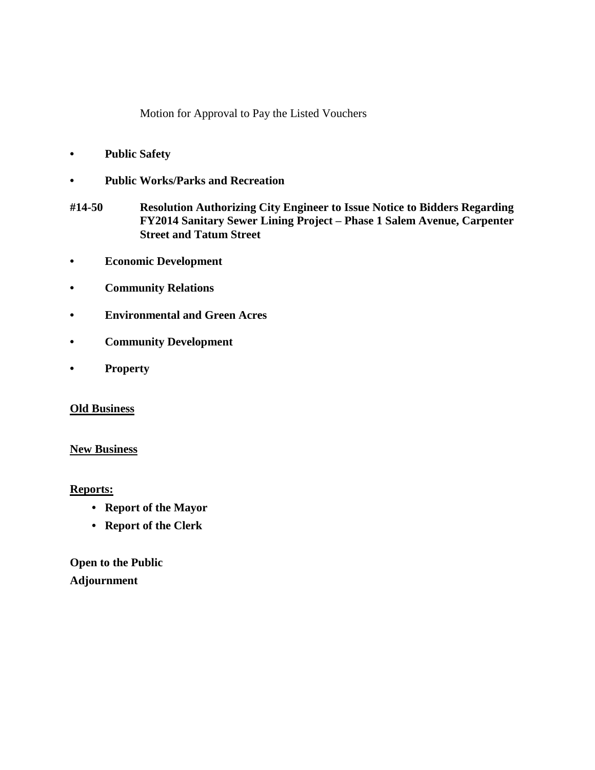Motion for Approval to Pay the Listed Vouchers

- **Public Safety**
- **Public Works/Parks and Recreation**

**#14-50 Resolution Authorizing City Engineer to Issue Notice to Bidders Regarding FY2014 Sanitary Sewer Lining Project – Phase 1 Salem Avenue, Carpenter Street and Tatum Street**

- **Economic Development**
- **Community Relations**
- **Environmental and Green Acres**
- **Community Development**
- **Property**

**Old Business**

**New Business**

**Reports:**

- **Report of the Mayor**
- **Report of the Clerk**

**Open to the Public**

**Adjournment**